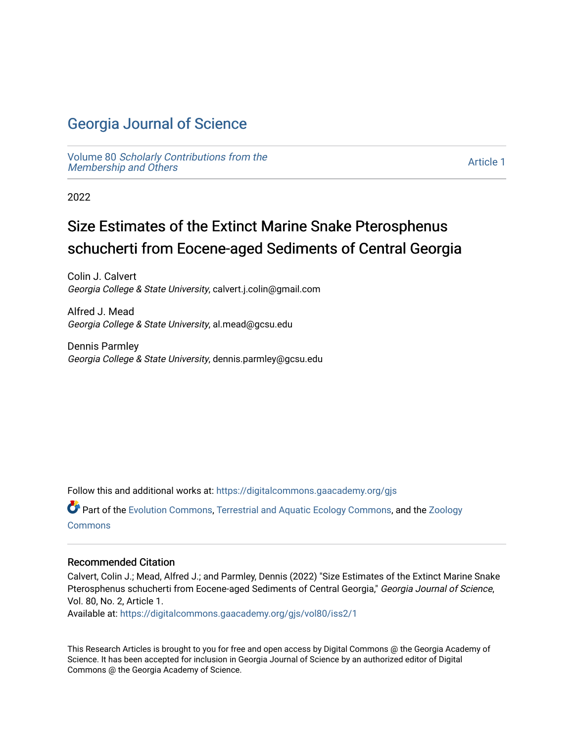# Georgia Journal of Science

Volume 80 *Scholarly Contributions from the Membership and Others*

Article 1

2022

## Size Estimates of the Extinct Marine Snake Pterosphenus schucherti from Eocene-aged Sediments of Central Georgia

Colin J. Calvert
*Georgia College & State University*, calvert.j.colin@gmail.com

Alfred J. Mead
*Georgia College & State University*, al.mead@gcsu.edu

Dennis Parmley
*Georgia College & State University*, dennis.parmley@gcsu.edu

Follow this and additional works at: https://digitalcommons.gaacademy.org/gjs

Part of the Evolution Commons, Terrestrial and Aquatic Ecology Commons, and the Zoology Commons

### Recommended Citation

Calvert, Colin J.; Mead, Alfred J.; and Parmley, Dennis (2022) "Size Estimates of the Extinct Marine Snake Pterosphenus schucherti from Eocene-aged Sediments of Central Georgia," *Georgia Journal of Science*, Vol. 80, No. 2, Article 1.
Available at: https://digitalcommons.gaacademy.org/gjs/vol80/iss2/1

This Research Articles is brought to you for free and open access by Digital Commons @ the Georgia Academy of Science. It has been accepted for inclusion in Georgia Journal of Science by an authorized editor of Digital Commons @ the Georgia Academy of Science.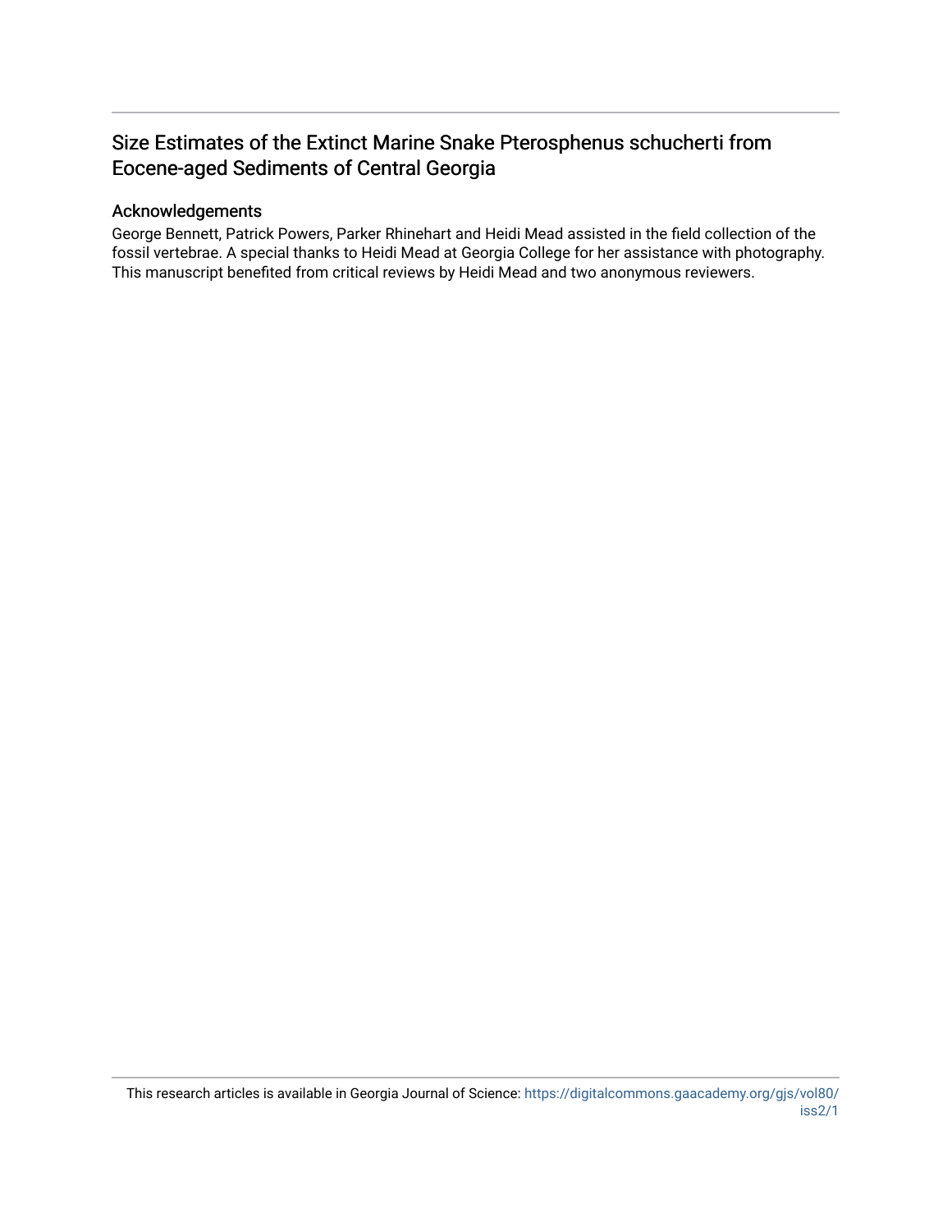# Size Estimates of the Extinct Marine Snake Pterosphenus schucherti from Eocene-aged Sediments of Central Georgia

## Acknowledgements

George Bennett, Patrick Powers, Parker Rhinehart and Heidi Mead assisted in the field collection of the fossil vertebrae. A special thanks to Heidi Mead at Georgia College for her assistance with photography. This manuscript benefited from critical reviews by Heidi Mead and two anonymous reviewers.

This research articles is available in Georgia Journal of Science: https://digitalcommons.gaacademy.org/gjs/vol80/iss2/1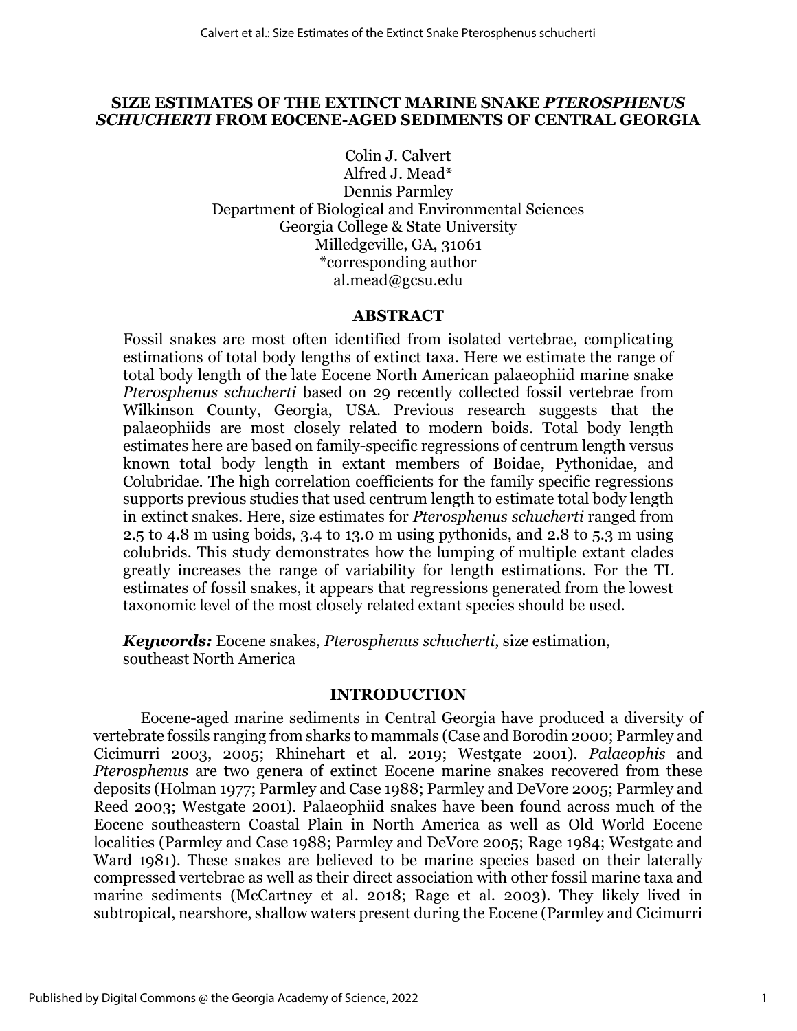# SIZE ESTIMATES OF THE EXTINCT MARINE SNAKE *PTEROSPHENUS SCHUCHERTI* FROM EOCENE-AGED SEDIMENTS OF CENTRAL GEORGIA

Colin J. Calvert
Alfred J. Mead*
Dennis Parmley
Department of Biological and Environmental Sciences
Georgia College & State University
Milledgeville, GA, 31061
*corresponding author
al.mead@gcsu.edu

## ABSTRACT

Fossil snakes are most often identified from isolated vertebrae, complicating estimations of total body lengths of extinct taxa. Here we estimate the range of total body length of the late Eocene North American palaeophiid marine snake *Pterosphenus schucherti* based on 29 recently collected fossil vertebrae from Wilkinson County, Georgia, USA. Previous research suggests that the palaeophiids are most closely related to modern boids. Total body length estimates here are based on family-specific regressions of centrum length versus known total body length in extant members of Boidae, Pythonidae, and Colubridae. The high correlation coefficients for the family specific regressions supports previous studies that used centrum length to estimate total body length in extinct snakes. Here, size estimates for *Pterosphenus schucherti* ranged from 2.5 to 4.8 m using boids, 3.4 to 13.0 m using pythonids, and 2.8 to 5.3 m using colubrids. This study demonstrates how the lumping of multiple extant clades greatly increases the range of variability for length estimations. For the TL estimates of fossil snakes, it appears that regressions generated from the lowest taxonomic level of the most closely related extant species should be used.

***Keywords:*** Eocene snakes, *Pterosphenus schucherti*, size estimation, southeast North America

## INTRODUCTION

Eocene-aged marine sediments in Central Georgia have produced a diversity of vertebrate fossils ranging from sharks to mammals (Case and Borodin 2000; Parmley and Cicimurri 2003, 2005; Rhinehart et al. 2019; Westgate 2001). *Palaeophis* and *Pterosphenus* are two genera of extinct Eocene marine snakes recovered from these deposits (Holman 1977; Parmley and Case 1988; Parmley and DeVore 2005; Parmley and Reed 2003; Westgate 2001). Palaeophiid snakes have been found across much of the Eocene southeastern Coastal Plain in North America as well as Old World Eocene localities (Parmley and Case 1988; Parmley and DeVore 2005; Rage 1984; Westgate and Ward 1981). These snakes are believed to be marine species based on their laterally compressed vertebrae as well as their direct association with other fossil marine taxa and marine sediments (McCartney et al. 2018; Rage et al. 2003). They likely lived in subtropical, nearshore, shallow waters present during the Eocene (Parmley and Cicimurri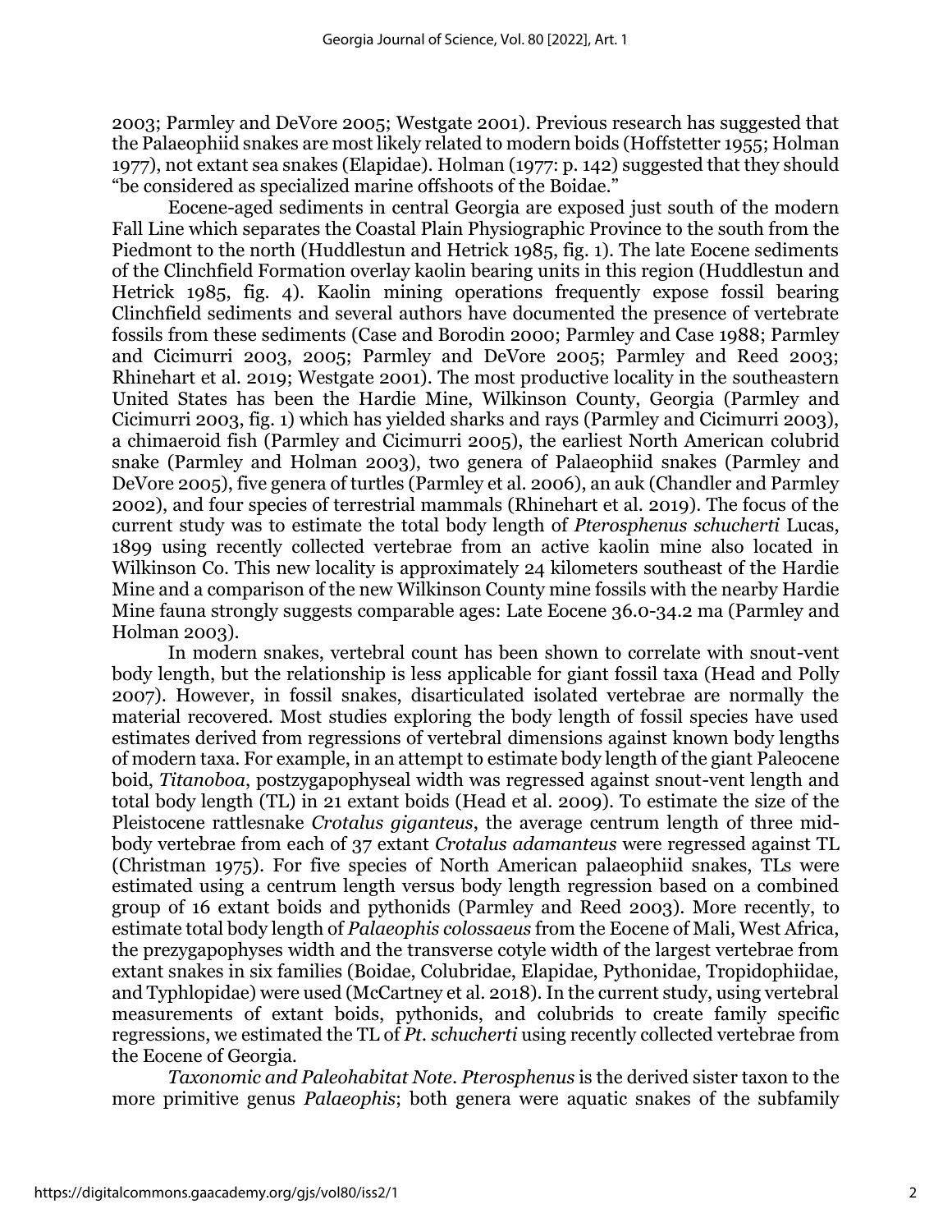2003; Parmley and DeVore 2005; Westgate 2001). Previous research has suggested that the Palaeophiid snakes are most likely related to modern boids (Hoffstetter 1955; Holman 1977), not extant sea snakes (Elapidae). Holman (1977: p. 142) suggested that they should "be considered as specialized marine offshoots of the Boidae."

Eocene-aged sediments in central Georgia are exposed just south of the modern Fall Line which separates the Coastal Plain Physiographic Province to the south from the Piedmont to the north (Huddlestun and Hetrick 1985, fig. 1). The late Eocene sediments of the Clinchfield Formation overlay kaolin bearing units in this region (Huddlestun and Hetrick 1985, fig. 4). Kaolin mining operations frequently expose fossil bearing Clinchfield sediments and several authors have documented the presence of vertebrate fossils from these sediments (Case and Borodin 2000; Parmley and Case 1988; Parmley and Cicimurri 2003, 2005; Parmley and DeVore 2005; Parmley and Reed 2003; Rhinehart et al. 2019; Westgate 2001). The most productive locality in the southeastern United States has been the Hardie Mine, Wilkinson County, Georgia (Parmley and Cicimurri 2003, fig. 1) which has yielded sharks and rays (Parmley and Cicimurri 2003), a chimaeroid fish (Parmley and Cicimurri 2005), the earliest North American colubrid snake (Parmley and Holman 2003), two genera of Palaeophiid snakes (Parmley and DeVore 2005), five genera of turtles (Parmley et al. 2006), an auk (Chandler and Parmley 2002), and four species of terrestrial mammals (Rhinehart et al. 2019). The focus of the current study was to estimate the total body length of *Pterosphenus schucherti* Lucas, 1899 using recently collected vertebrae from an active kaolin mine also located in Wilkinson Co. This new locality is approximately 24 kilometers southeast of the Hardie Mine and a comparison of the new Wilkinson County mine fossils with the nearby Hardie Mine fauna strongly suggests comparable ages: Late Eocene 36.0-34.2 ma (Parmley and Holman 2003).

In modern snakes, vertebral count has been shown to correlate with snout-vent body length, but the relationship is less applicable for giant fossil taxa (Head and Polly 2007). However, in fossil snakes, disarticulated isolated vertebrae are normally the material recovered. Most studies exploring the body length of fossil species have used estimates derived from regressions of vertebral dimensions against known body lengths of modern taxa. For example, in an attempt to estimate body length of the giant Paleocene boid, *Titanoboa*, postzygapophyseal width was regressed against snout-vent length and total body length (TL) in 21 extant boids (Head et al. 2009). To estimate the size of the Pleistocene rattlesnake *Crotalus giganteus*, the average centrum length of three mid-body vertebrae from each of 37 extant *Crotalus adamanteus* were regressed against TL (Christman 1975). For five species of North American palaeophiid snakes, TLs were estimated using a centrum length versus body length regression based on a combined group of 16 extant boids and pythonids (Parmley and Reed 2003). More recently, to estimate total body length of *Palaeophis colossaeus* from the Eocene of Mali, West Africa, the prezygapophyses width and the transverse cotyle width of the largest vertebrae from extant snakes in six families (Boidae, Colubridae, Elapidae, Pythonidae, Tropidophiidae, and Typhlopidae) were used (McCartney et al. 2018). In the current study, using vertebral measurements of extant boids, pythonids, and colubrids to create family specific regressions, we estimated the TL of *Pt. schucherti* using recently collected vertebrae from the Eocene of Georgia.

*Taxonomic and Paleohabitat Note*. *Pterosphenus* is the derived sister taxon to the more primitive genus *Palaeophis*; both genera were aquatic snakes of the subfamily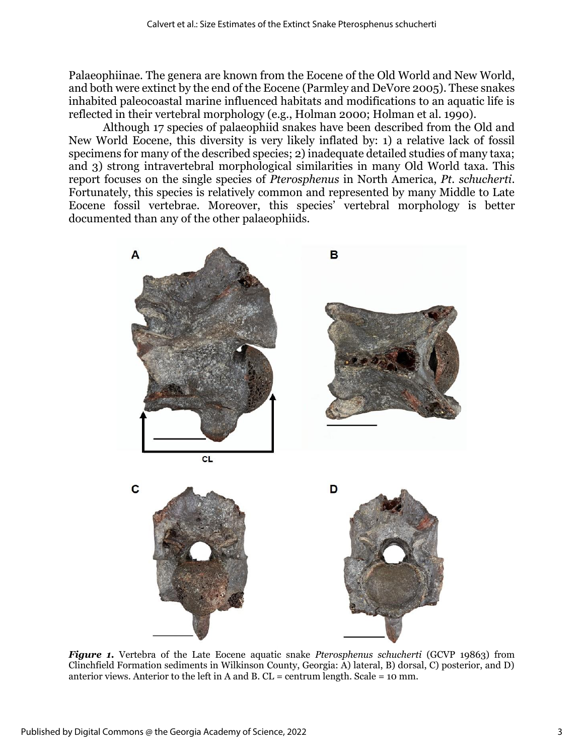Palaeophiinae. The genera are known from the Eocene of the Old World and New World, and both were extinct by the end of the Eocene (Parmley and DeVore 2005). These snakes inhabited paleocoastal marine influenced habitats and modifications to an aquatic life is reflected in their vertebral morphology (e.g., Holman 2000; Holman et al. 1990).

Although 17 species of palaeophiid snakes have been described from the Old and New World Eocene, this diversity is very likely inflated by: 1) a relative lack of fossil specimens for many of the described species; 2) inadequate detailed studies of many taxa; and 3) strong intravertebral morphological similarities in many Old World taxa. This report focuses on the single species of *Pterosphenus* in North America, *Pt. schucherti*. Fortunately, this species is relatively common and represented by many Middle to Late Eocene fossil vertebrae. Moreover, this species' vertebral morphology is better documented than any of the other palaeophiids.

***Figure 1.*** Vertebra of the Late Eocene aquatic snake *Pterosphenus schucherti* (GCVP 19863) from Clinchfield Formation sediments in Wilkinson County, Georgia: A) lateral, B) dorsal, C) posterior, and D) anterior views. Anterior to the left in A and B. CL = centrum length. Scale = 10 mm.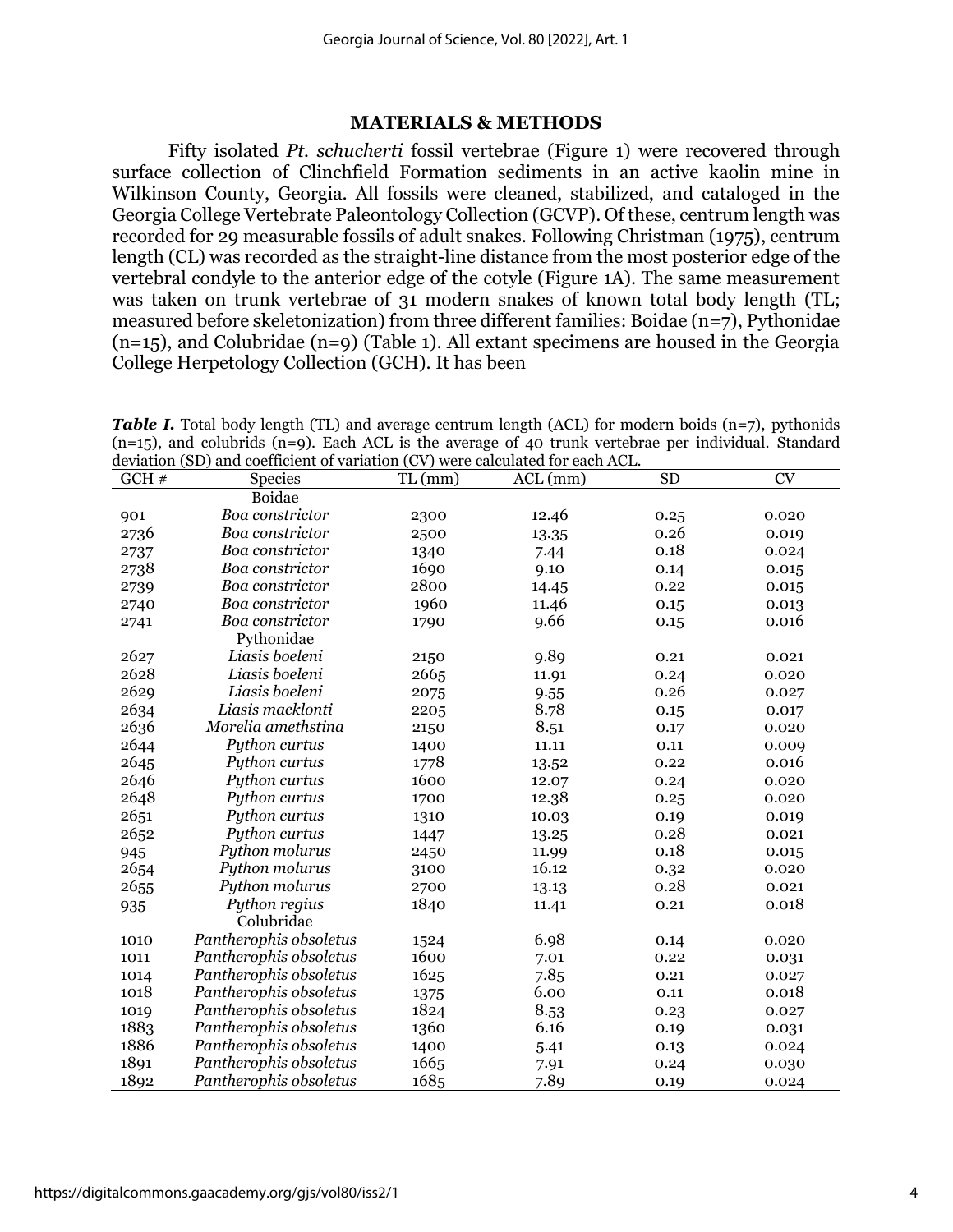## MATERIALS & METHODS

Fifty isolated *Pt. schucherti* fossil vertebrae (Figure 1) were recovered through surface collection of Clinchfield Formation sediments in an active kaolin mine in Wilkinson County, Georgia. All fossils were cleaned, stabilized, and cataloged in the Georgia College Vertebrate Paleontology Collection (GCVP). Of these, centrum length was recorded for 29 measurable fossils of adult snakes. Following Christman (1975), centrum length (CL) was recorded as the straight-line distance from the most posterior edge of the vertebral condyle to the anterior edge of the cotyle (Figure 1A). The same measurement was taken on trunk vertebrae of 31 modern snakes of known total body length (TL; measured before skeletonization) from three different families: Boidae (n=7), Pythonidae (n=15), and Colubridae (n=9) (Table 1). All extant specimens are housed in the Georgia College Herpetology Collection (GCH). It has been

***Table I.*** Total body length (TL) and average centrum length (ACL) for modern boids (n=7), pythonids (n=15), and colubrids (n=9). Each ACL is the average of 40 trunk vertebrae per individual. Standard deviation (SD) and coefficient of variation (CV) were calculated for each ACL.

| GCH # | Species | TL (mm) | ACL (mm) | SD | CV |
|---|---|---|---|---|---|
| | Boidae | | | | |
| 901 | *Boa constrictor* | 2300 | 12.46 | 0.25 | 0.020 |
| 2736 | *Boa constrictor* | 2500 | 13.35 | 0.26 | 0.019 |
| 2737 | *Boa constrictor* | 1340 | 7.44 | 0.18 | 0.024 |
| 2738 | *Boa constrictor* | 1690 | 9.10 | 0.14 | 0.015 |
| 2739 | *Boa constrictor* | 2800 | 14.45 | 0.22 | 0.015 |
| 2740 | *Boa constrictor* | 1960 | 11.46 | 0.15 | 0.013 |
| 2741 | *Boa constrictor* | 1790 | 9.66 | 0.15 | 0.016 |
| | Pythonidae | | | | |
| 2627 | *Liasis boeleni* | 2150 | 9.89 | 0.21 | 0.021 |
| 2628 | *Liasis boeleni* | 2665 | 11.91 | 0.24 | 0.020 |
| 2629 | *Liasis boeleni* | 2075 | 9.55 | 0.26 | 0.027 |
| 2634 | *Liasis macklonti* | 2205 | 8.78 | 0.15 | 0.017 |
| 2636 | *Morelia amethstina* | 2150 | 8.51 | 0.17 | 0.020 |
| 2644 | *Python curtus* | 1400 | 11.11 | 0.11 | 0.009 |
| 2645 | *Python curtus* | 1778 | 13.52 | 0.22 | 0.016 |
| 2646 | *Python curtus* | 1600 | 12.07 | 0.24 | 0.020 |
| 2648 | *Python curtus* | 1700 | 12.38 | 0.25 | 0.020 |
| 2651 | *Python curtus* | 1310 | 10.03 | 0.19 | 0.019 |
| 2652 | *Python curtus* | 1447 | 13.25 | 0.28 | 0.021 |
| 945 | *Python molurus* | 2450 | 11.99 | 0.18 | 0.015 |
| 2654 | *Python molurus* | 3100 | 16.12 | 0.32 | 0.020 |
| 2655 | *Python molurus* | 2700 | 13.13 | 0.28 | 0.021 |
| 935 | *Python regius* | 1840 | 11.41 | 0.21 | 0.018 |
| | Colubridae | | | | |
| 1010 | *Pantherophis obsoletus* | 1524 | 6.98 | 0.14 | 0.020 |
| 1011 | *Pantherophis obsoletus* | 1600 | 7.01 | 0.22 | 0.031 |
| 1014 | *Pantherophis obsoletus* | 1625 | 7.85 | 0.21 | 0.027 |
| 1018 | *Pantherophis obsoletus* | 1375 | 6.00 | 0.11 | 0.018 |
| 1019 | *Pantherophis obsoletus* | 1824 | 8.53 | 0.23 | 0.027 |
| 1883 | *Pantherophis obsoletus* | 1360 | 6.16 | 0.19 | 0.031 |
| 1886 | *Pantherophis obsoletus* | 1400 | 5.41 | 0.13 | 0.024 |
| 1891 | *Pantherophis obsoletus* | 1665 | 7.91 | 0.24 | 0.030 |
| 1892 | *Pantherophis obsoletus* | 1685 | 7.89 | 0.19 | 0.024 |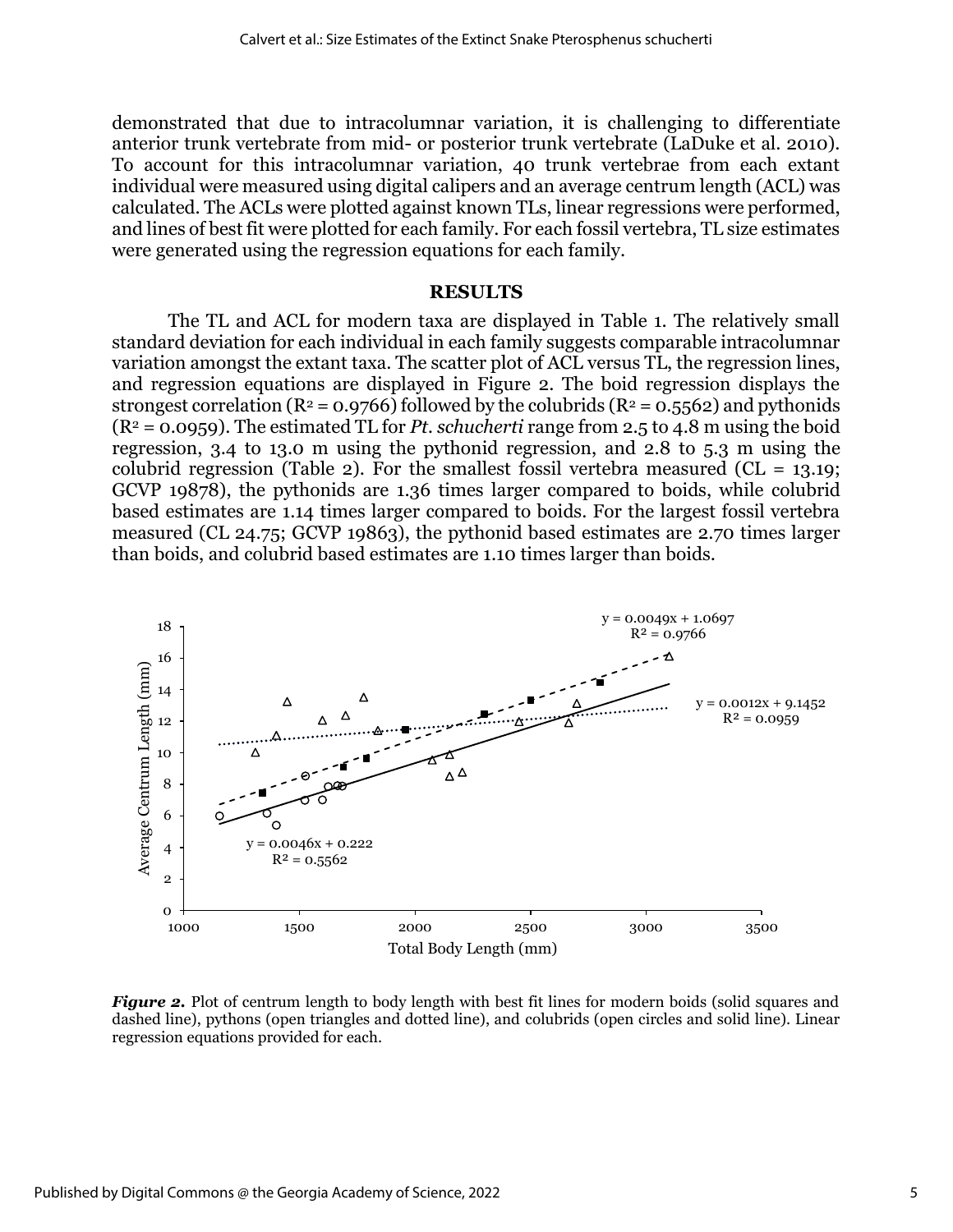demonstrated that due to intracolumnar variation, it is challenging to differentiate anterior trunk vertebrate from mid- or posterior trunk vertebrate (LaDuke et al. 2010). To account for this intracolumnar variation, 40 trunk vertebrae from each extant individual were measured using digital calipers and an average centrum length (ACL) was calculated. The ACLs were plotted against known TLs, linear regressions were performed, and lines of best fit were plotted for each family. For each fossil vertebra, TL size estimates were generated using the regression equations for each family.

## RESULTS

The TL and ACL for modern taxa are displayed in Table 1. The relatively small standard deviation for each individual in each family suggests comparable intracolumnar variation amongst the extant taxa. The scatter plot of ACL versus TL, the regression lines, and regression equations are displayed in Figure 2. The boid regression displays the strongest correlation ($R^2 = 0.9766$) followed by the colubrids ($R^2 = 0.5562$) and pythonids ($R^2 = 0.0959$). The estimated TL for *Pt. schucherti* range from 2.5 to 4.8 m using the boid regression, 3.4 to 13.0 m using the pythonid regression, and 2.8 to 5.3 m using the colubrid regression (Table 2). For the smallest fossil vertebra measured (CL = 13.19; GCVP 19878), the pythonids are 1.36 times larger compared to boids, while colubrid based estimates are 1.14 times larger compared to boids. For the largest fossil vertebra measured (CL 24.75; GCVP 19863), the pythonid based estimates are 2.70 times larger than boids, and colubrid based estimates are 1.10 times larger than boids.

***Figure 2.*** Plot of centrum length to body length with best fit lines for modern boids (solid squares and dashed line), pythons (open triangles and dotted line), and colubrids (open circles and solid line). Linear regression equations provided for each.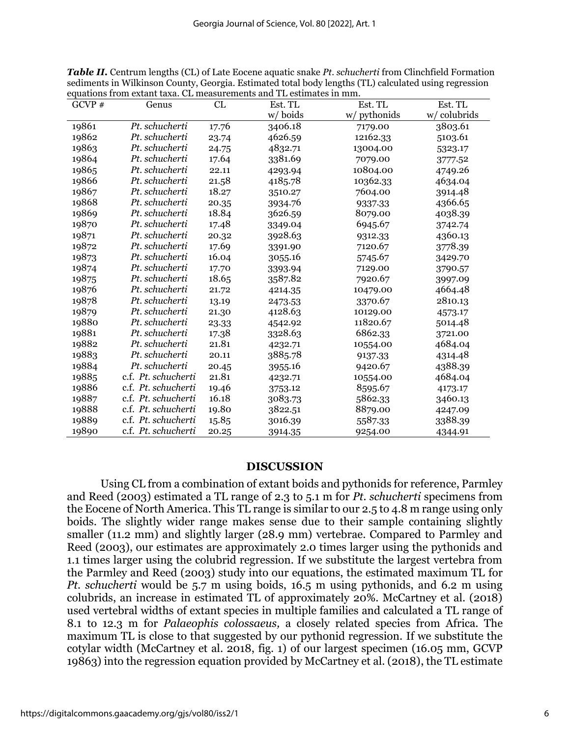***Table II.*** Centrum lengths (CL) of Late Eocene aquatic snake *Pt. schucherti* from Clinchfield Formation sediments in Wilkinson County, Georgia. Estimated total body lengths (TL) calculated using regression equations from extant taxa. CL measurements and TL estimates in mm.

| GCVP # | Genus | CL | Est. TL w/ boids | Est. TL w/ pythonids | Est. TL w/ colubrids |
|---|---|---|---|---|---|
| 19861 | *Pt. schucherti* | 17.76 | 3406.18 | 7179.00 | 3803.61 |
| 19862 | *Pt. schucherti* | 23.74 | 4626.59 | 12162.33 | 5103.61 |
| 19863 | *Pt. schucherti* | 24.75 | 4832.71 | 13004.00 | 5323.17 |
| 19864 | *Pt. schucherti* | 17.64 | 3381.69 | 7079.00 | 3777.52 |
| 19865 | *Pt. schucherti* | 22.11 | 4293.94 | 10804.00 | 4749.26 |
| 19866 | *Pt. schucherti* | 21.58 | 4185.78 | 10362.33 | 4634.04 |
| 19867 | *Pt. schucherti* | 18.27 | 3510.27 | 7604.00 | 3914.48 |
| 19868 | *Pt. schucherti* | 20.35 | 3934.76 | 9337.33 | 4366.65 |
| 19869 | *Pt. schucherti* | 18.84 | 3626.59 | 8079.00 | 4038.39 |
| 19870 | *Pt. schucherti* | 17.48 | 3349.04 | 6945.67 | 3742.74 |
| 19871 | *Pt. schucherti* | 20.32 | 3928.63 | 9312.33 | 4360.13 |
| 19872 | *Pt. schucherti* | 17.69 | 3391.90 | 7120.67 | 3778.39 |
| 19873 | *Pt. schucherti* | 16.04 | 3055.16 | 5745.67 | 3429.70 |
| 19874 | *Pt. schucherti* | 17.70 | 3393.94 | 7129.00 | 3790.57 |
| 19875 | *Pt. schucherti* | 18.65 | 3587.82 | 7920.67 | 3997.09 |
| 19876 | *Pt. schucherti* | 21.72 | 4214.35 | 10479.00 | 4664.48 |
| 19878 | *Pt. schucherti* | 13.19 | 2473.53 | 3370.67 | 2810.13 |
| 19879 | *Pt. schucherti* | 21.30 | 4128.63 | 10129.00 | 4573.17 |
| 19880 | *Pt. schucherti* | 23.33 | 4542.92 | 11820.67 | 5014.48 |
| 19881 | *Pt. schucherti* | 17.38 | 3328.63 | 6862.33 | 3721.00 |
| 19882 | *Pt. schucherti* | 21.81 | 4232.71 | 10554.00 | 4684.04 |
| 19883 | *Pt. schucherti* | 20.11 | 3885.78 | 9137.33 | 4314.48 |
| 19884 | *Pt. schucherti* | 20.45 | 3955.16 | 9420.67 | 4388.39 |
| 19885 | c.f. *Pt. schucherti* | 21.81 | 4232.71 | 10554.00 | 4684.04 |
| 19886 | c.f. *Pt. schucherti* | 19.46 | 3753.12 | 8595.67 | 4173.17 |
| 19887 | c.f. *Pt. schucherti* | 16.18 | 3083.73 | 5862.33 | 3460.13 |
| 19888 | c.f. *Pt. schucherti* | 19.80 | 3822.51 | 8879.00 | 4247.09 |
| 19889 | c.f. *Pt. schucherti* | 15.85 | 3016.39 | 5587.33 | 3388.39 |
| 19890 | c.f. *Pt. schucherti* | 20.25 | 3914.35 | 9254.00 | 4344.91 |

## DISCUSSION

Using CL from a combination of extant boids and pythonids for reference, Parmley and Reed (2003) estimated a TL range of 2.3 to 5.1 m for *Pt. schucherti* specimens from the Eocene of North America. This TL range is similar to our 2.5 to 4.8 m range using only boids. The slightly wider range makes sense due to their sample containing slightly smaller (11.2 mm) and slightly larger (28.9 mm) vertebrae. Compared to Parmley and Reed (2003), our estimates are approximately 2.0 times larger using the pythonids and 1.1 times larger using the colubrid regression. If we substitute the largest vertebra from the Parmley and Reed (2003) study into our equations, the estimated maximum TL for *Pt. schucherti* would be 5.7 m using boids, 16.5 m using pythonids, and 6.2 m using colubrids, an increase in estimated TL of approximately 20%. McCartney et al. (2018) used vertebral widths of extant species in multiple families and calculated a TL range of 8.1 to 12.3 m for *Palaeophis colossaeus,* a closely related species from Africa. The maximum TL is close to that suggested by our pythonid regression. If we substitute the cotylar width (McCartney et al. 2018, fig. 1) of our largest specimen (16.05 mm, GCVP 19863) into the regression equation provided by McCartney et al. (2018), the TL estimate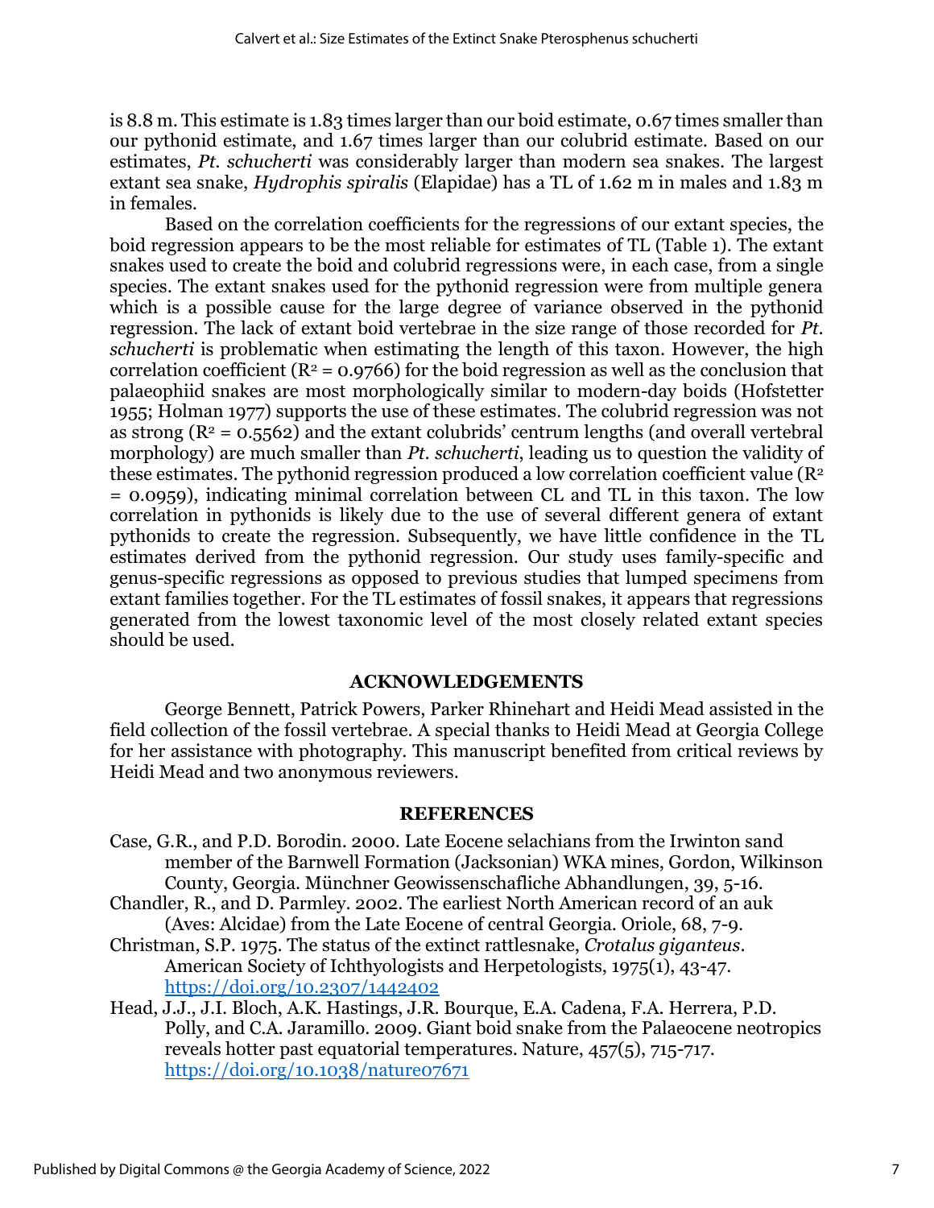is 8.8 m. This estimate is 1.83 times larger than our boid estimate, 0.67 times smaller than our pythonid estimate, and 1.67 times larger than our colubrid estimate. Based on our estimates, *Pt. schucherti* was considerably larger than modern sea snakes. The largest extant sea snake, *Hydrophis spiralis* (Elapidae) has a TL of 1.62 m in males and 1.83 m in females.

Based on the correlation coefficients for the regressions of our extant species, the boid regression appears to be the most reliable for estimates of TL (Table 1). The extant snakes used to create the boid and colubrid regressions were, in each case, from a single species. The extant snakes used for the pythonid regression were from multiple genera which is a possible cause for the large degree of variance observed in the pythonid regression. The lack of extant boid vertebrae in the size range of those recorded for *Pt. schucherti* is problematic when estimating the length of this taxon. However, the high correlation coefficient ($R^2 = 0.9766$) for the boid regression as well as the conclusion that palaeophiid snakes are most morphologically similar to modern-day boids (Hofstetter 1955; Holman 1977) supports the use of these estimates. The colubrid regression was not as strong ($R^2 = 0.5562$) and the extant colubrids' centrum lengths (and overall vertebral morphology) are much smaller than *Pt. schucherti*, leading us to question the validity of these estimates. The pythonid regression produced a low correlation coefficient value ($R^2 = 0.0959$), indicating minimal correlation between CL and TL in this taxon. The low correlation in pythonids is likely due to the use of several different genera of extant pythonids to create the regression. Subsequently, we have little confidence in the TL estimates derived from the pythonid regression. Our study uses family-specific and genus-specific regressions as opposed to previous studies that lumped specimens from extant families together. For the TL estimates of fossil snakes, it appears that regressions generated from the lowest taxonomic level of the most closely related extant species should be used.

## ACKNOWLEDGEMENTS

George Bennett, Patrick Powers, Parker Rhinehart and Heidi Mead assisted in the field collection of the fossil vertebrae. A special thanks to Heidi Mead at Georgia College for her assistance with photography. This manuscript benefited from critical reviews by Heidi Mead and two anonymous reviewers.

## REFERENCES

Case, G.R., and P.D. Borodin. 2000. Late Eocene selachians from the Irwinton sand member of the Barnwell Formation (Jacksonian) WKA mines, Gordon, Wilkinson County, Georgia. Münchner Geowissenschafliche Abhandlungen, 39, 5-16.

Chandler, R., and D. Parmley. 2002. The earliest North American record of an auk (Aves: Alcidae) from the Late Eocene of central Georgia. Oriole, 68, 7-9.

Christman, S.P. 1975. The status of the extinct rattlesnake, *Crotalus giganteus*. American Society of Ichthyologists and Herpetologists, 1975(1), 43-47. https://doi.org/10.2307/1442402

Head, J.J., J.I. Bloch, A.K. Hastings, J.R. Bourque, E.A. Cadena, F.A. Herrera, P.D. Polly, and C.A. Jaramillo. 2009. Giant boid snake from the Palaeocene neotropics reveals hotter past equatorial temperatures. Nature, 457(5), 715-717. https://doi.org/10.1038/nature07671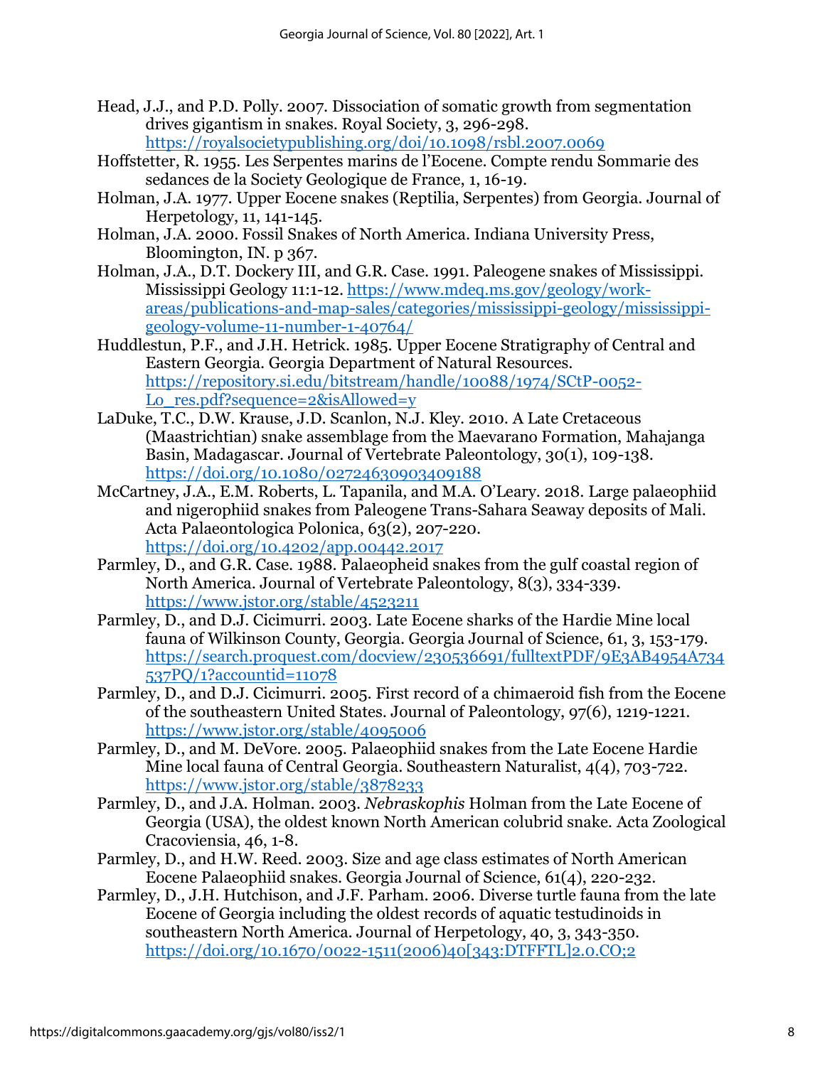Head, J.J., and P.D. Polly. 2007. Dissociation of somatic growth from segmentation drives gigantism in snakes. Royal Society, 3, 296-298. https://royalsocietypublishing.org/doi/10.1098/rsbl.2007.0069

Hoffstetter, R. 1955. Les Serpentes marins de l'Eocene. Compte rendu Sommarie des sedances de la Society Geologique de France, 1, 16-19.

Holman, J.A. 1977. Upper Eocene snakes (Reptilia, Serpentes) from Georgia. Journal of Herpetology, 11, 141-145.

Holman, J.A. 2000. Fossil Snakes of North America. Indiana University Press, Bloomington, IN. p 367.

Holman, J.A., D.T. Dockery III, and G.R. Case. 1991. Paleogene snakes of Mississippi. Mississippi Geology 11:1-12. https://www.mdeq.ms.gov/geology/work-areas/publications-and-map-sales/categories/mississippi-geology/mississippi-geology-volume-11-number-1-40764/

Huddlestun, P.F., and J.H. Hetrick. 1985. Upper Eocene Stratigraphy of Central and Eastern Georgia. Georgia Department of Natural Resources. https://repository.si.edu/bitstream/handle/10088/1974/SCtP-0052-Lo_res.pdf?sequence=2&isAllowed=y

LaDuke, T.C., D.W. Krause, J.D. Scanlon, N.J. Kley. 2010. A Late Cretaceous (Maastrichtian) snake assemblage from the Maevarano Formation, Mahajanga Basin, Madagascar. Journal of Vertebrate Paleontology, 30(1), 109-138. https://doi.org/10.1080/02724630903409188

McCartney, J.A., E.M. Roberts, L. Tapanila, and M.A. O'Leary. 2018. Large palaeophiid and nigerophiid snakes from Paleogene Trans-Sahara Seaway deposits of Mali. Acta Palaeontologica Polonica, 63(2), 207-220. https://doi.org/10.4202/app.00442.2017

Parmley, D., and G.R. Case. 1988. Palaeopheid snakes from the gulf coastal region of North America. Journal of Vertebrate Paleontology, 8(3), 334-339. https://www.jstor.org/stable/4523211

Parmley, D., and D.J. Cicimurri. 2003. Late Eocene sharks of the Hardie Mine local fauna of Wilkinson County, Georgia. Georgia Journal of Science, 61, 3, 153-179. https://search.proquest.com/docview/230536691/fulltextPDF/9E3AB4954A734537PQ/1?accountid=11078

Parmley, D., and D.J. Cicimurri. 2005. First record of a chimaeroid fish from the Eocene of the southeastern United States. Journal of Paleontology, 97(6), 1219-1221. https://www.jstor.org/stable/4095006

Parmley, D., and M. DeVore. 2005. Palaeophiid snakes from the Late Eocene Hardie Mine local fauna of Central Georgia. Southeastern Naturalist, 4(4), 703-722. https://www.jstor.org/stable/3878233

Parmley, D., and J.A. Holman. 2003. *Nebraskophis* Holman from the Late Eocene of Georgia (USA), the oldest known North American colubrid snake. Acta Zoological Cracoviensia, 46, 1-8.

Parmley, D., and H.W. Reed. 2003. Size and age class estimates of North American Eocene Palaeophiid snakes. Georgia Journal of Science, 61(4), 220-232.

Parmley, D., J.H. Hutchison, and J.F. Parham. 2006. Diverse turtle fauna from the late Eocene of Georgia including the oldest records of aquatic testudinoids in southeastern North America. Journal of Herpetology, 40, 3, 343-350. https://doi.org/10.1670/0022-1511(2006)40[343:DTFFTL]2.0.CO;2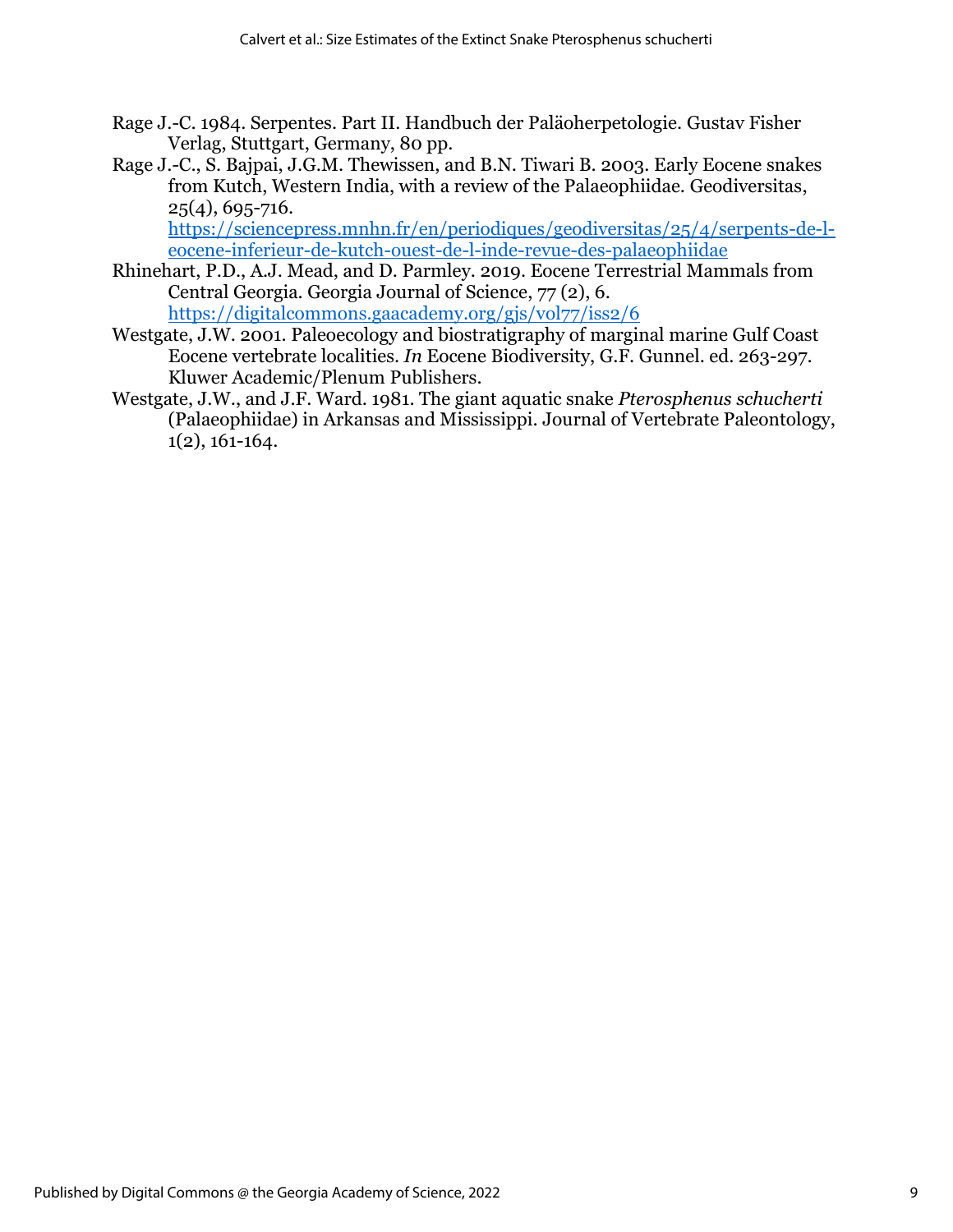Rage J.-C. 1984. Serpentes. Part II. Handbuch der Paläoherpetologie. Gustav Fisher Verlag, Stuttgart, Germany, 80 pp.

Rage J.-C., S. Bajpai, J.G.M. Thewissen, and B.N. Tiwari B. 2003. Early Eocene snakes from Kutch, Western India, with a review of the Palaeophiidae. Geodiversitas, 25(4), 695-716. https://sciencepress.mnhn.fr/en/periodiques/geodiversitas/25/4/serpents-de-l-eocene-inferieur-de-kutch-ouest-de-l-inde-revue-des-palaeophiidae

Rhinehart, P.D., A.J. Mead, and D. Parmley. 2019. Eocene Terrestrial Mammals from Central Georgia. Georgia Journal of Science, 77 (2), 6. https://digitalcommons.gaacademy.org/gjs/vol77/iss2/6

Westgate, J.W. 2001. Paleoecology and biostratigraphy of marginal marine Gulf Coast Eocene vertebrate localities. *In* Eocene Biodiversity, G.F. Gunnel. ed. 263-297. Kluwer Academic/Plenum Publishers.

Westgate, J.W., and J.F. Ward. 1981. The giant aquatic snake *Pterosphenus schucherti* (Palaeophiidae) in Arkansas and Mississippi. Journal of Vertebrate Paleontology, 1(2), 161-164.